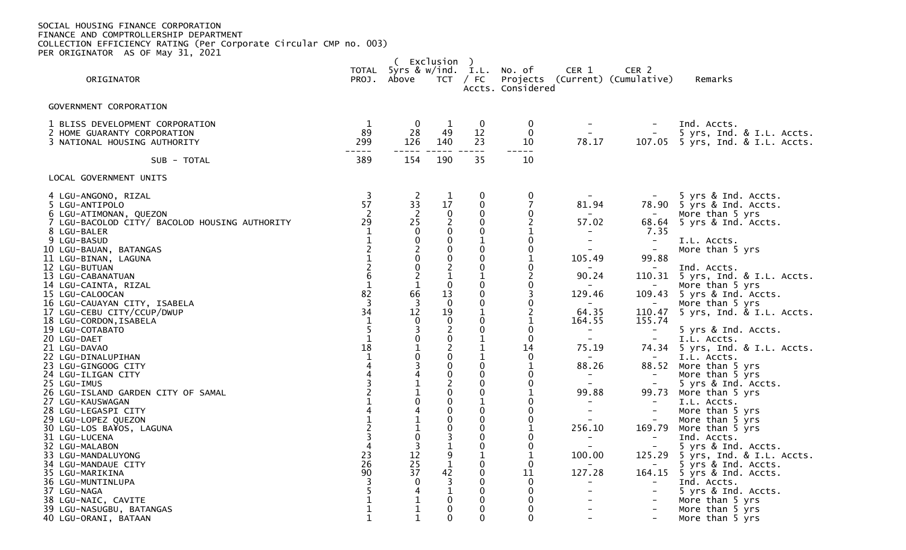SOCIAL HOUSING FINANCE CORPORATION
FINANCE AND COMPTROLLERSHIP DEPARTMENT
COLLECTION EFFICIENCY RATING (Per Corporate Circular CMP no. 003)
PER ORIGINATOR AS OF May 31, 2021

| ORIGINATOR | TOTAL PROJ. | ( Exclusion ) 5yrs & Above | w/ind. TCT | I.L. / FC Accts. | No. of Projects Considered | CER 1 (Current) | CER 2 (Cumulative) | Remarks |
|---|---|---|---|---|---|---|---|---|
| GOVERNMENT CORPORATION | | | | | | | | |
| 1 BLISS DEVELOPMENT CORPORATION | 1 | 0 | 1 | 0 | 0 | - | - | Ind. Accts. |
| 2 HOME GUARANTY CORPORATION | 89 | 28 | 49 | 12 | 0 | - | - | 5 yrs, Ind. & I.L. Accts. |
| 3 NATIONAL HOUSING AUTHORITY | 299 | 126 | 140 | 23 | 10 | 78.17 | 107.05 | 5 yrs, Ind. & I.L. Accts. |
| SUB - TOTAL | 389 | 154 | 190 | 35 | 10 | | | |
| LOCAL GOVERNMENT UNITS | | | | | | | | |
| 4 LGU-ANGONO, RIZAL | 3 | 2 | 1 | 0 | 0 | - | - | 5 yrs & Ind. Accts. |
| 5 LGU-ANTIPOLO | 57 | 33 | 17 | 0 | 7 | 81.94 | 78.90 | 5 yrs & Ind. Accts. |
| 6 LGU-ATIMONAN, QUEZON | 2 | 2 | 0 | 0 | 0 | - | - | More than 5 yrs |
| 7 LGU-BACOLOD CITY/ BACOLOD HOUSING AUTHORITY | 29 | 25 | 2 | 0 | 2 | 57.02 | 68.64 | 5 yrs & Ind. Accts. |
| 8 LGU-BALER | 1 | 0 | 0 | 0 | 1 | - | 7.35 | |
| 9 LGU-BASUD | 1 | 0 | 0 | 1 | 0 | - | - | I.L. Accts. |
| 10 LGU-BAUAN, BATANGAS | 2 | 2 | 0 | 0 | 0 | - | - | More than 5 yrs |
| 11 LGU-BINAN, LAGUNA | 1 | 0 | 0 | 0 | 1 | 105.49 | 99.88 | |
| 12 LGU-BUTUAN | 2 | 0 | 2 | 0 | 0 | - | - | Ind. Accts. |
| 13 LGU-CABANATUAN | 6 | 2 | 1 | 1 | 2 | 90.24 | 110.31 | 5 yrs, Ind. & I.L. Accts. |
| 14 LGU-CAINTA, RIZAL | 1 | 1 | 0 | 0 | 0 | - | - | More than 5 yrs |
| 15 LGU-CALOOCAN | 82 | 66 | 13 | 0 | 3 | 129.46 | 109.43 | 5 yrs & Ind. Accts. |
| 16 LGU-CAUAYAN CITY, ISABELA | 3 | 3 | 0 | 0 | 0 | - | - | More than 5 yrs |
| 17 LGU-CEBU CITY/CCUP/DWUP | 34 | 12 | 19 | 1 | 2 | 64.35 | 110.47 | 5 yrs, Ind. & I.L. Accts. |
| 18 LGU-CORDON,ISABELA | 1 | 0 | 0 | 0 | 1 | 164.55 | 155.74 | |
| 19 LGU-COTABATO | 5 | 3 | 2 | 0 | 0 | - | - | 5 yrs & Ind. Accts. |
| 20 LGU-DAET | 1 | 0 | 0 | 1 | 0 | - | - | I.L. Accts. |
| 21 LGU-DAVAO | 18 | 1 | 2 | 1 | 14 | 75.19 | 74.34 | 5 yrs, Ind. & I.L. Accts. |
| 22 LGU-DINALUPIHAN | 1 | 0 | 0 | 1 | 0 | - | - | I.L. Accts. |
| 23 LGU-GINGOOG CITY | 4 | 3 | 0 | 0 | 1 | 88.26 | 88.52 | More than 5 yrs |
| 24 LGU-ILIGAN CITY | 4 | 4 | 0 | 0 | 0 | - | - | More than 5 yrs |
| 25 LGU-IMUS | 3 | 1 | 2 | 0 | 0 | - | - | 5 yrs & Ind. Accts. |
| 26 LGU-ISLAND GARDEN CITY OF SAMAL | 2 | 1 | 0 | 0 | 1 | 99.88 | 99.73 | More than 5 yrs |
| 27 LGU-KAUSWAGAN | 1 | 0 | 0 | 1 | 0 | - | - | I.L. Accts. |
| 28 LGU-LEGASPI CITY | 4 | 4 | 0 | 0 | 0 | - | - | More than 5 yrs |
| 29 LGU-LOPEZ QUEZON | 1 | 1 | 0 | 0 | 0 | - | - | More than 5 yrs |
| 30 LGU-LOS BA¥OS, LAGUNA | 2 | 1 | 0 | 0 | 1 | 256.10 | 169.79 | More than 5 yrs |
| 31 LGU-LUCENA | 3 | 0 | 3 | 0 | 0 | - | - | Ind. Accts. |
| 32 LGU-MALABON | 4 | 3 | 1 | 0 | 0 | - | - | 5 yrs & Ind. Accts. |
| 33 LGU-MANDALUYONG | 23 | 12 | 9 | 1 | 1 | 100.00 | 125.29 | 5 yrs, Ind. & I.L. Accts. |
| 34 LGU-MANDAUE CITY | 26 | 25 | 1 | 0 | 0 | - | - | 5 yrs & Ind. Accts. |
| 35 LGU-MARIKINA | 90 | 37 | 42 | 0 | 11 | 127.28 | 164.15 | 5 yrs & Ind. Accts. |
| 36 LGU-MUNTINLUPA | 3 | 0 | 3 | 0 | 0 | - | - | Ind. Accts. |
| 37 LGU-NAGA | 5 | 4 | 1 | 0 | 0 | - | - | 5 yrs & Ind. Accts. |
| 38 LGU-NAIC, CAVITE | 1 | 1 | 0 | 0 | 0 | - | - | More than 5 yrs |
| 39 LGU-NASUGBU, BATANGAS | 1 | 1 | 0 | 0 | 0 | - | - | More than 5 yrs |
| 40 LGU-ORANI, BATAAN | 1 | 1 | 0 | 0 | 0 | - | - | More than 5 yrs |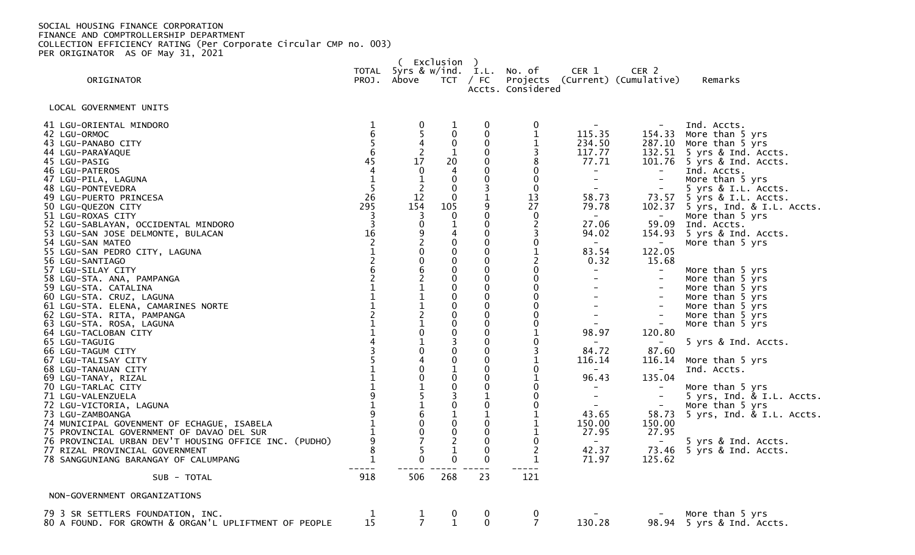SOCIAL HOUSING FINANCE CORPORATION
FINANCE AND COMPTROLLERSHIP DEPARTMENT
COLLECTION EFFICIENCY RATING (Per Corporate Circular CMP no. 003)
PER ORIGINATOR AS OF May 31, 2021

| ORIGINATOR | TOTAL PROJ. | ( Exclusion ) 5yrs & Above | w/ind. TCT | ) I.L. / FC Accts. | No. of Projects Considered | CER 1 (Current) | CER 2 (Cumulative) | Remarks |
|---|---|---|---|---|---|---|---|---|
| LOCAL GOVERNMENT UNITS | | | | | | | | |
| 41 LGU-ORIENTAL MINDORO | 1 | 0 | 1 | 0 | 0 | - | - | Ind. Accts. |
| 42 LGU-ORMOC | 6 | 5 | 0 | 0 | 1 | 115.35 | 154.33 | More than 5 yrs |
| 43 LGU-PANABO CITY | 5 | 4 | 0 | 0 | 1 | 234.50 | 287.10 | More than 5 yrs |
| 44 LGU-PARA¥AQUE | 6 | 2 | 1 | 0 | 3 | 117.77 | 132.51 | 5 yrs & Ind. Accts. |
| 45 LGU-PASIG | 45 | 17 | 20 | 0 | 8 | 77.71 | 101.76 | 5 yrs & Ind. Accts. |
| 46 LGU-PATEROS | 4 | 0 | 4 | 0 | 0 | - | - | Ind. Accts. |
| 47 LGU-PILA, LAGUNA | 1 | 1 | 0 | 0 | 0 | - | - | More than 5 yrs |
| 48 LGU-PONTEVEDRA | 5 | 2 | 0 | 3 | 0 | - | - | 5 yrs & I.L. Accts. |
| 49 LGU-PUERTO PRINCESA | 26 | 12 | 0 | 1 | 13 | 58.73 | 73.57 | 5 yrs & I.L. Accts. |
| 50 LGU-QUEZON CITY | 295 | 154 | 105 | 9 | 27 | 79.78 | 102.37 | 5 yrs, Ind. & I.L. Accts. |
| 51 LGU-ROXAS CITY | 3 | 3 | 0 | 0 | 0 | - | - | More than 5 yrs |
| 52 LGU-SABLAYAN, OCCIDENTAL MINDORO | 3 | 0 | 1 | 0 | 2 | 27.06 | 59.09 | Ind. Accts. |
| 53 LGU-SAN JOSE DELMONTE, BULACAN | 16 | 9 | 4 | 0 | 3 | 94.02 | 154.93 | 5 yrs & Ind. Accts. |
| 54 LGU-SAN MATEO | 2 | 2 | 0 | 0 | 0 | - | - | More than 5 yrs |
| 55 LGU-SAN PEDRO CITY, LAGUNA | 1 | 0 | 0 | 0 | 1 | 83.54 | 122.05 | |
| 56 LGU-SANTIAGO | 2 | 0 | 0 | 0 | 2 | 0.32 | 15.68 | |
| 57 LGU-SILAY CITY | 6 | 6 | 0 | 0 | 0 | - | - | More than 5 yrs |
| 58 LGU-STA. ANA, PAMPANGA | 2 | 2 | 0 | 0 | 0 | - | - | More than 5 yrs |
| 59 LGU-STA. CATALINA | 1 | 1 | 0 | 0 | 0 | - | - | More than 5 yrs |
| 60 LGU-STA. CRUZ, LAGUNA | 1 | 1 | 0 | 0 | 0 | - | - | More than 5 yrs |
| 61 LGU-STA. ELENA, CAMARINES NORTE | 1 | 1 | 0 | 0 | 0 | - | - | More than 5 yrs |
| 62 LGU-STA. RITA, PAMPANGA | 2 | 2 | 0 | 0 | 0 | - | - | More than 5 yrs |
| 63 LGU-STA. ROSA, LAGUNA | 1 | 1 | 0 | 0 | 0 | - | - | More than 5 yrs |
| 64 LGU-TACLOBAN CITY | 1 | 0 | 0 | 0 | 1 | 98.97 | 120.80 | |
| 65 LGU-TAGUIG | 4 | 1 | 3 | 0 | 0 | - | - | 5 yrs & Ind. Accts. |
| 66 LGU-TAGUM CITY | 3 | 0 | 0 | 0 | 3 | 84.72 | 87.60 | |
| 67 LGU-TALISAY CITY | 5 | 4 | 0 | 0 | 1 | 116.14 | 116.14 | More than 5 yrs |
| 68 LGU-TANAUAN CITY | 1 | 0 | 1 | 0 | 0 | - | - | Ind. Accts. |
| 69 LGU-TANAY, RIZAL | 1 | 0 | 0 | 0 | 1 | 96.43 | 135.04 | |
| 70 LGU-TARLAC CITY | 1 | 1 | 0 | 0 | 0 | - | - | More than 5 yrs |
| 71 LGU-VALENZUELA | 9 | 5 | 3 | 1 | 0 | - | - | 5 yrs, Ind. & I.L. Accts. |
| 72 LGU-VICTORIA, LAGUNA | 1 | 1 | 0 | 0 | 0 | - | - | More than 5 yrs |
| 73 LGU-ZAMBOANGA | 9 | 6 | 1 | 1 | 1 | 43.65 | 58.73 | 5 yrs, Ind. & I.L. Accts. |
| 74 MUNICIPAL GOVENMENT OF ECHAGUE, ISABELA | 1 | 0 | 0 | 0 | 1 | 150.00 | 150.00 | |
| 75 PROVINCIAL GOVERNMENT OF DAVAO DEL SUR | 1 | 0 | 0 | 0 | 1 | 27.95 | 27.95 | |
| 76 PROVINCIAL URBAN DEV'T HOUSING OFFICE INC. (PUDHO) | 9 | 7 | 2 | 0 | 0 | - | - | 5 yrs & Ind. Accts. |
| 77 RIZAL PROVINCIAL GOVERNMENT | 8 | 5 | 1 | 0 | 2 | 42.37 | 73.46 | 5 yrs & Ind. Accts. |
| 78 SANGGUNIANG BARANGAY OF CALUMPANG | 1 | 0 | 0 | 0 | 1 | 71.97 | 125.62 | |
| SUB - TOTAL | 918 | 506 | 268 | 23 | 121 | | | |
| NON-GOVERNMENT ORGANIZATIONS | | | | | | | | |
| 79 3 SR SETTLERS FOUNDATION, INC. | 1 | 1 | 0 | 0 | 0 | - | - | More than 5 yrs |
| 80 A FOUND. FOR GROWTH & ORGAN'L UPLIFTMENT OF PEOPLE | 15 | 7 | 1 | 0 | 7 | 130.28 | 98.94 | 5 yrs & Ind. Accts. |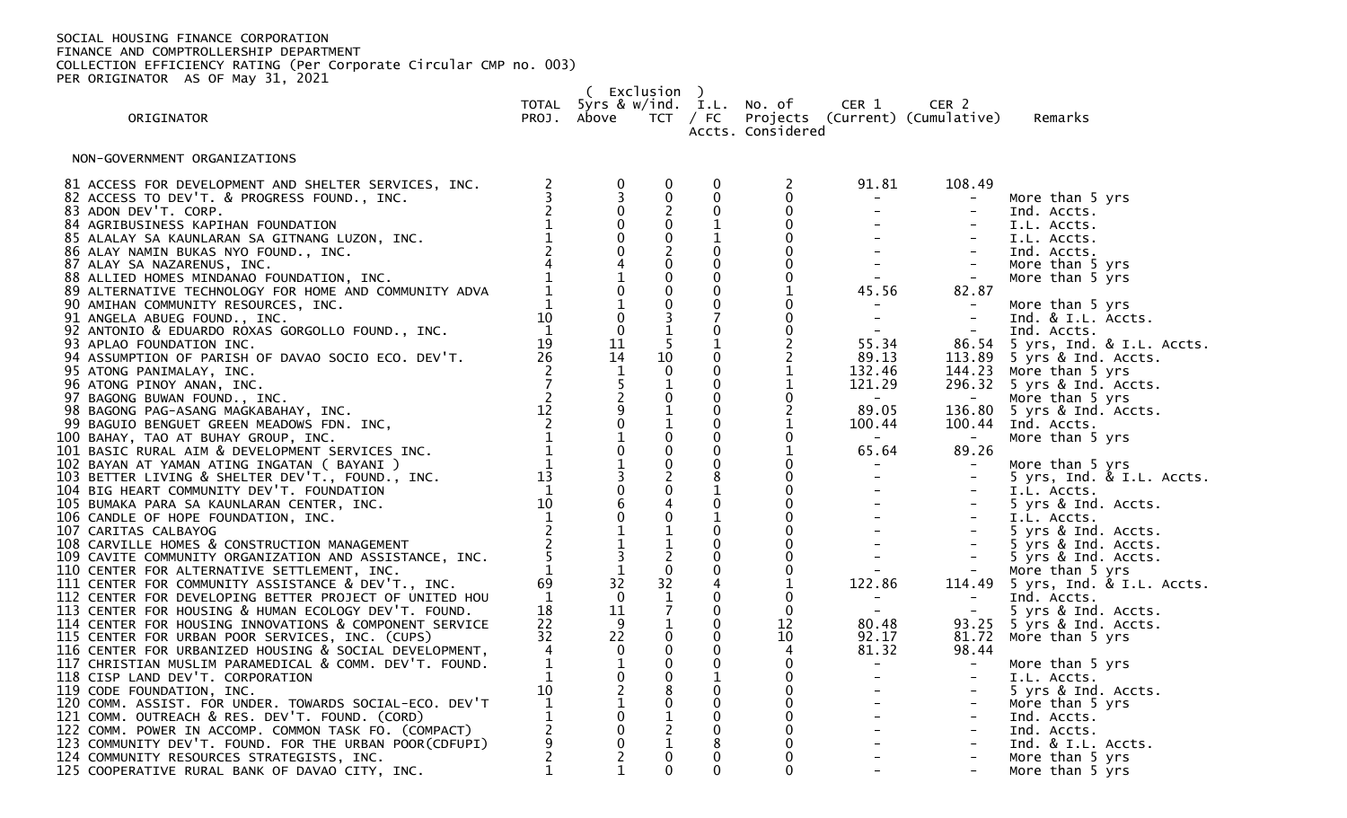SOCIAL HOUSING FINANCE CORPORATION
FINANCE AND COMPTROLLERSHIP DEPARTMENT
COLLECTION EFFICIENCY RATING (Per Corporate Circular CMP no. 003)
PER ORIGINATOR AS OF May 31, 2021

| ORIGINATOR | TOTAL PROJ. | ( Exclusion ) 5yrs & Above | w/ind. TCT | I.L. / FC Accts. | No. of Projects Considered | CER 1 (Current) | CER 2 (Cumulative) | Remarks |
|---|---|---|---|---|---|---|---|---|
| NON-GOVERNMENT ORGANIZATIONS | | | | | | | | |
| 81 ACCESS FOR DEVELOPMENT AND SHELTER SERVICES, INC. | 2 | 0 | 0 | 0 | 2 | 91.81 | 108.49 | |
| 82 ACCESS TO DEV'T. & PROGRESS FOUND., INC. | 3 | 3 | 0 | 0 | 0 | - | - | More than 5 yrs |
| 83 ADON DEV'T. CORP. | 2 | 0 | 2 | 0 | 0 | - | - | Ind. Accts. |
| 84 AGRIBUSINESS KAPIHAN FOUNDATION | 1 | 0 | 0 | 1 | 0 | - | - | I.L. Accts. |
| 85 ALALAY SA KAUNLARAN SA GITNANG LUZON, INC. | 1 | 0 | 0 | 1 | 0 | - | - | I.L. Accts. |
| 86 ALAY NAMIN BUKAS NYO FOUND., INC. | 2 | 0 | 2 | 0 | 0 | - | - | Ind. Accts. |
| 87 ALAY SA NAZARENUS, INC. | 4 | 4 | 0 | 0 | 0 | - | - | More than 5 yrs |
| 88 ALLIED HOMES MINDANAO FOUNDATION, INC. | 1 | 1 | 0 | 0 | 0 | - | - | More than 5 yrs |
| 89 ALTERNATIVE TECHNOLOGY FOR HOME AND COMMUNITY ADVA | 1 | 0 | 0 | 0 | 1 | 45.56 | 82.87 | |
| 90 AMIHAN COMMUNITY RESOURCES, INC. | 1 | 1 | 0 | 0 | 0 | - | - | More than 5 yrs |
| 91 ANGELA ABUEG FOUND., INC. | 10 | 0 | 3 | 7 | 0 | - | - | Ind. & I.L. Accts. |
| 92 ANTONIO & EDUARDO ROXAS GORGOLLO FOUND., INC. | 1 | 0 | 1 | 0 | 0 | - | - | Ind. Accts. |
| 93 APLAO FOUNDATION INC. | 19 | 11 | 5 | 1 | 2 | 55.34 | 86.54 | 5 yrs, Ind. & I.L. Accts. |
| 94 ASSUMPTION OF PARISH OF DAVAO SOCIO ECO. DEV'T. | 26 | 14 | 10 | 0 | 2 | 89.13 | 113.89 | 5 yrs & Ind. Accts. |
| 95 ATONG PANIMALAY, INC. | 2 | 1 | 0 | 0 | 1 | 132.46 | 144.23 | More than 5 yrs |
| 96 ATONG PINOY ANAN, INC. | 7 | 5 | 1 | 0 | 1 | 121.29 | 296.32 | 5 yrs & Ind. Accts. |
| 97 BAGONG BUWAN FOUND., INC. | 2 | 2 | 0 | 0 | 0 | - | - | More than 5 yrs |
| 98 BAGONG PAG-ASANG MAGKABAHAY, INC. | 12 | 9 | 1 | 0 | 2 | 89.05 | 136.80 | 5 yrs & Ind. Accts. |
| 99 BAGUIO BENGUET GREEN MEADOWS FDN. INC, | 2 | 0 | 1 | 0 | 1 | 100.44 | 100.44 | Ind. Accts. |
| 100 BAHAY, TAO AT BUHAY GROUP, INC. | 1 | 1 | 0 | 0 | 0 | - | - | More than 5 yrs |
| 101 BASIC RURAL AIM & DEVELOPMENT SERVICES INC. | 1 | 0 | 0 | 0 | 1 | 65.64 | 89.26 | |
| 102 BAYAN AT YAMAN ATING INGATAN ( BAYANI ) | 1 | 1 | 0 | 0 | 0 | - | - | More than 5 yrs |
| 103 BETTER LIVING & SHELTER DEV'T., FOUND., INC. | 13 | 3 | 2 | 8 | 0 | - | - | 5 yrs, Ind. & I.L. Accts. |
| 104 BIG HEART COMMUNITY DEV'T. FOUNDATION | 1 | 0 | 0 | 1 | 0 | - | - | I.L. Accts. |
| 105 BUMAKA PARA SA KAUNLARAN CENTER, INC. | 10 | 6 | 4 | 0 | 0 | - | - | 5 yrs & Ind. Accts. |
| 106 CANDLE OF HOPE FOUNDATION, INC. | 1 | 0 | 0 | 1 | 0 | - | - | I.L. Accts. |
| 107 CARITAS CALBAYOG | 2 | 1 | 1 | 0 | 0 | - | - | 5 yrs & Ind. Accts. |
| 108 CARVILLE HOMES & CONSTRUCTION MANAGEMENT | 2 | 1 | 1 | 0 | 0 | - | - | 5 yrs & Ind. Accts. |
| 109 CAVITE COMMUNITY ORGANIZATION AND ASSISTANCE, INC. | 5 | 3 | 2 | 0 | 0 | - | - | 5 yrs & Ind. Accts. |
| 110 CENTER FOR ALTERNATIVE SETTLEMENT, INC. | 1 | 1 | 0 | 0 | 0 | - | - | More than 5 yrs |
| 111 CENTER FOR COMMUNITY ASSISTANCE & DEV'T., INC. | 69 | 32 | 32 | 4 | 1 | 122.86 | 114.49 | 5 yrs, Ind. & I.L. Accts. |
| 112 CENTER FOR DEVELOPING BETTER PROJECT OF UNITED HOU | 1 | 0 | 1 | 0 | 0 | - | - | Ind. Accts. |
| 113 CENTER FOR HOUSING & HUMAN ECOLOGY DEV'T. FOUND. | 18 | 11 | 7 | 0 | 0 | - | - | 5 yrs & Ind. Accts. |
| 114 CENTER FOR HOUSING INNOVATIONS & COMPONENT SERVICE | 22 | 9 | 1 | 0 | 12 | 80.48 | 93.25 | 5 yrs & Ind. Accts. |
| 115 CENTER FOR URBAN POOR SERVICES, INC. (CUPS) | 32 | 22 | 0 | 0 | 10 | 92.17 | 81.72 | More than 5 yrs |
| 116 CENTER FOR URBANIZED HOUSING & SOCIAL DEVELOPMENT, | 4 | 0 | 0 | 0 | 4 | 81.32 | 98.44 | |
| 117 CHRISTIAN MUSLIM PARAMEDICAL & COMM. DEV'T. FOUND. | 1 | 1 | 0 | 0 | 0 | - | - | More than 5 yrs |
| 118 CISP LAND DEV'T. CORPORATION | 1 | 0 | 0 | 1 | 0 | - | - | I.L. Accts. |
| 119 CODE FOUNDATION, INC. | 10 | 2 | 8 | 0 | 0 | - | - | 5 yrs & Ind. Accts. |
| 120 COMM. ASSIST. FOR UNDER. TOWARDS SOCIAL-ECO. DEV'T | 1 | 1 | 0 | 0 | 0 | - | - | More than 5 yrs |
| 121 COMM. OUTREACH & RES. DEV'T. FOUND. (CORD) | 1 | 0 | 1 | 0 | 0 | - | - | Ind. Accts. |
| 122 COMM. POWER IN ACCOMP. COMMON TASK FO. (COMPACT) | 2 | 0 | 2 | 0 | 0 | - | - | Ind. Accts. |
| 123 COMMUNITY DEV'T. FOUND. FOR THE URBAN POOR(CDFUPI) | 9 | 0 | 1 | 8 | 0 | - | - | Ind. & I.L. Accts. |
| 124 COMMUNITY RESOURCES STRATEGISTS, INC. | 2 | 2 | 0 | 0 | 0 | - | - | More than 5 yrs |
| 125 COOPERATIVE RURAL BANK OF DAVAO CITY, INC. | 1 | 1 | 0 | 0 | 0 | - | - | More than 5 yrs |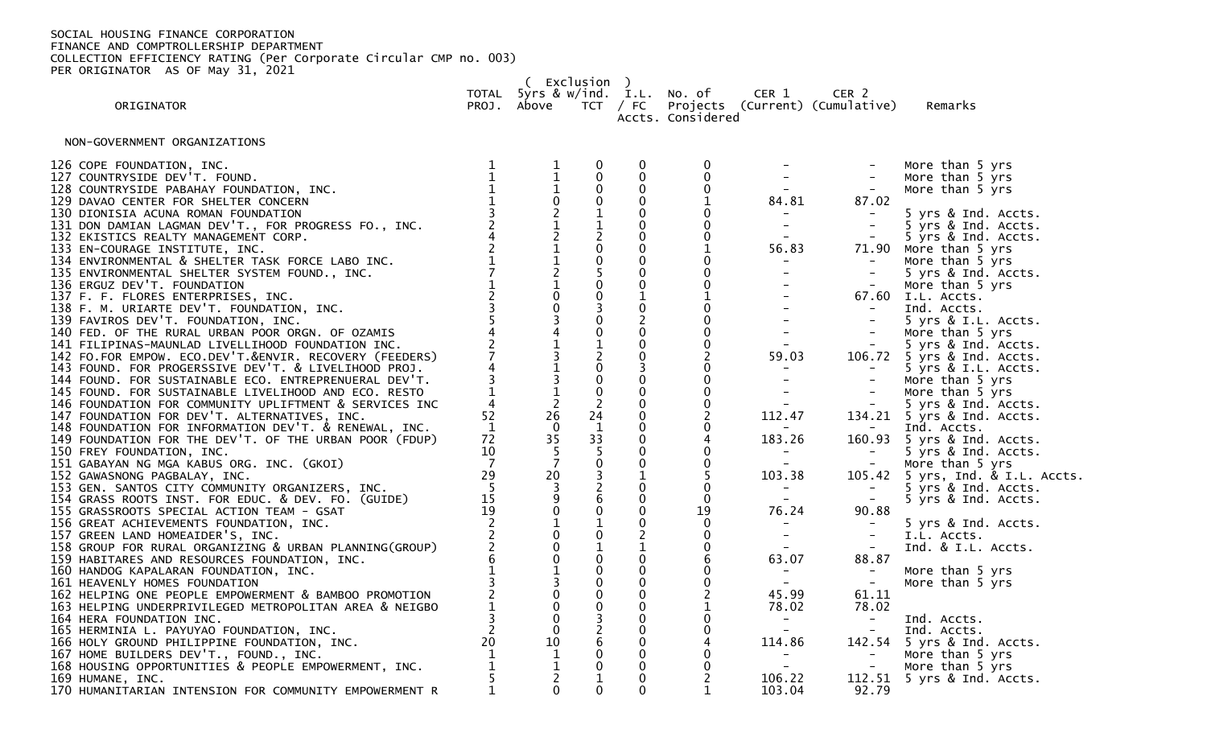SOCIAL HOUSING FINANCE CORPORATION
FINANCE AND COMPTROLLERSHIP DEPARTMENT
COLLECTION EFFICIENCY RATING (Per Corporate Circular CMP no. 003)
PER ORIGINATOR AS OF May 31, 2021

| ORIGINATOR | TOTAL PROJ. | ( Exclusion ) 5yrs & Above | w/ind. TCT | I.L. / FC Accts. | No. of Projects Considered | CER 1 (Current) | CER 2 (Cumulative) | Remarks |
|---|---|---|---|---|---|---|---|---|
| NON-GOVERNMENT ORGANIZATIONS | | | | | | | | |
| 126 COPE FOUNDATION, INC. | 1 | 1 | 0 | 0 | 0 | - | - | More than 5 yrs |
| 127 COUNTRYSIDE DEV'T. FOUND. | 1 | 1 | 0 | 0 | 0 | - | - | More than 5 yrs |
| 128 COUNTRYSIDE PABAHAY FOUNDATION, INC. | 1 | 1 | 0 | 0 | 0 | - | - | More than 5 yrs |
| 129 DAVAO CENTER FOR SHELTER CONCERN | 1 | 0 | 0 | 0 | 1 | 84.81 | 87.02 | |
| 130 DIONISIA ACUNA ROMAN FOUNDATION | 3 | 2 | 1 | 0 | 0 | - | - | 5 yrs & Ind. Accts. |
| 131 DON DAMIAN LAGMAN DEV'T., FOR PROGRESS FO., INC. | 2 | 1 | 1 | 0 | 0 | - | - | 5 yrs & Ind. Accts. |
| 132 EKISTICS REALTY MANAGEMENT CORP. | 4 | 2 | 2 | 0 | 0 | - | - | 5 yrs & Ind. Accts. |
| 133 EN-COURAGE INSTITUTE, INC. | 2 | 1 | 0 | 0 | 1 | 56.83 | 71.90 | More than 5 yrs |
| 134 ENVIRONMENTAL & SHELTER TASK FORCE LABO INC. | 1 | 1 | 0 | 0 | 0 | - | - | More than 5 yrs |
| 135 ENVIRONMENTAL SHELTER SYSTEM FOUND., INC. | 7 | 2 | 5 | 0 | 0 | - | - | 5 yrs & Ind. Accts. |
| 136 ERGUZ DEV'T. FOUNDATION | 1 | 1 | 0 | 0 | 0 | - | - | More than 5 yrs |
| 137 F. F. FLORES ENTERPRISES, INC. | 2 | 0 | 0 | 1 | 1 | - | 67.60 | I.L. Accts. |
| 138 F. M. URIARTE DEV'T. FOUNDATION, INC. | 3 | 0 | 3 | 0 | 0 | - | - | Ind. Accts. |
| 139 FAVIROS DEV'T. FOUNDATION, INC. | 5 | 3 | 0 | 2 | 0 | - | - | 5 yrs & I.L. Accts. |
| 140 FED. OF THE RURAL URBAN POOR ORGN. OF OZAMIS | 4 | 4 | 0 | 0 | 0 | - | - | More than 5 yrs |
| 141 FILIPINAS-MAUNLAD LIVELLIHOOD FOUNDATION INC. | 2 | 1 | 1 | 0 | 0 | - | - | 5 yrs & Ind. Accts. |
| 142 FO.FOR EMPOW. ECO.DEV'T.&ENVIR. RECOVERY (FEEDERS) | 7 | 3 | 2 | 0 | 2 | 59.03 | 106.72 | 5 yrs & Ind. Accts. |
| 143 FOUND. FOR PROGERSSIVE DEV'T. & LIVELIHOOD PROJ. | 4 | 1 | 0 | 3 | 0 | - | - | 5 yrs & I.L. Accts. |
| 144 FOUND. FOR SUSTAINABLE ECO. ENTREPRENUERAL DEV'T. | 3 | 3 | 0 | 0 | 0 | - | - | More than 5 yrs |
| 145 FOUND. FOR SUSTAINABLE LIVELIHOOD AND ECO. RESTO | 1 | 1 | 0 | 0 | 0 | - | - | More than 5 yrs |
| 146 FOUNDATION FOR COMMUNITY UPLIFTMENT & SERVICES INC | 4 | 2 | 2 | 0 | 0 | - | - | 5 yrs & Ind. Accts. |
| 147 FOUNDATION FOR DEV'T. ALTERNATIVES, INC. | 52 | 26 | 24 | 0 | 2 | 112.47 | 134.21 | 5 yrs & Ind. Accts. |
| 148 FOUNDATION FOR INFORMATION DEV'T. & RENEWAL, INC. | 1 | 0 | 1 | 0 | 0 | - | - | Ind. Accts. |
| 149 FOUNDATION FOR THE DEV'T. OF THE URBAN POOR (FDUP) | 72 | 35 | 33 | 0 | 4 | 183.26 | 160.93 | 5 yrs & Ind. Accts. |
| 150 FREY FOUNDATION, INC. | 10 | 5 | 5 | 0 | 0 | - | - | 5 yrs & Ind. Accts. |
| 151 GABAYAN NG MGA KABUS ORG. INC. (GKOI) | 7 | 7 | 0 | 0 | 0 | - | - | More than 5 yrs |
| 152 GAWASNONG PAGBALAY, INC. | 29 | 20 | 3 | 1 | 5 | 103.38 | 105.42 | 5 yrs, Ind. & I.L. Accts. |
| 153 GEN. SANTOS CITY COMMUNITY ORGANIZERS, INC. | 5 | 3 | 2 | 0 | 0 | - | - | 5 yrs & Ind. Accts. |
| 154 GRASS ROOTS INST. FOR EDUC. & DEV. FO. (GUIDE) | 15 | 9 | 6 | 0 | 0 | - | - | 5 yrs & Ind. Accts. |
| 155 GRASSROOTS SPECIAL ACTION TEAM - GSAT | 19 | 0 | 0 | 0 | 19 | 76.24 | 90.88 | |
| 156 GREAT ACHIEVEMENTS FOUNDATION, INC. | 2 | 1 | 1 | 0 | 0 | - | - | 5 yrs & Ind. Accts. |
| 157 GREEN LAND HOMEAIDER'S, INC. | 2 | 0 | 0 | 2 | 0 | - | - | I.L. Accts. |
| 158 GROUP FOR RURAL ORGANIZING & URBAN PLANNING(GROUP) | 2 | 0 | 1 | 1 | 0 | - | - | Ind. & I.L. Accts. |
| 159 HABITARES AND RESOURCES FOUNDATION, INC. | 6 | 0 | 0 | 0 | 6 | 63.07 | 88.87 | |
| 160 HANDOG KAPALARAN FOUNDATION, INC. | 1 | 1 | 0 | 0 | 0 | - | - | More than 5 yrs |
| 161 HEAVENLY HOMES FOUNDATION | 3 | 3 | 0 | 0 | 0 | - | - | More than 5 yrs |
| 162 HELPING ONE PEOPLE EMPOWERMENT & BAMBOO PROMOTION | 2 | 0 | 0 | 0 | 2 | 45.99 | 61.11 | |
| 163 HELPING UNDERPRIVILEGED METROPOLITAN AREA & NEIGBO | 1 | 0 | 0 | 0 | 1 | 78.02 | 78.02 | |
| 164 HERA FOUNDATION INC. | 3 | 0 | 3 | 0 | 0 | - | - | Ind. Accts. |
| 165 HERMINIA L. PAYUYAO FOUNDATION, INC. | 2 | 0 | 2 | 0 | 0 | - | - | Ind. Accts. |
| 166 HOLY GROUND PHILIPPINE FOUNDATION, INC. | 20 | 10 | 6 | 0 | 4 | 114.86 | 142.54 | 5 yrs & Ind. Accts. |
| 167 HOME BUILDERS DEV'T., FOUND., INC. | 1 | 1 | 0 | 0 | 0 | - | - | More than 5 yrs |
| 168 HOUSING OPPORTUNITIES & PEOPLE EMPOWERMENT, INC. | 1 | 1 | 0 | 0 | 0 | - | - | More than 5 yrs |
| 169 HUMANE, INC. | 5 | 2 | 1 | 0 | 2 | 106.22 | 112.51 | 5 yrs & Ind. Accts. |
| 170 HUMANITARIAN INTENSION FOR COMMUNITY EMPOWERMENT R | 1 | 0 | 0 | 0 | 1 | 103.04 | 92.79 | |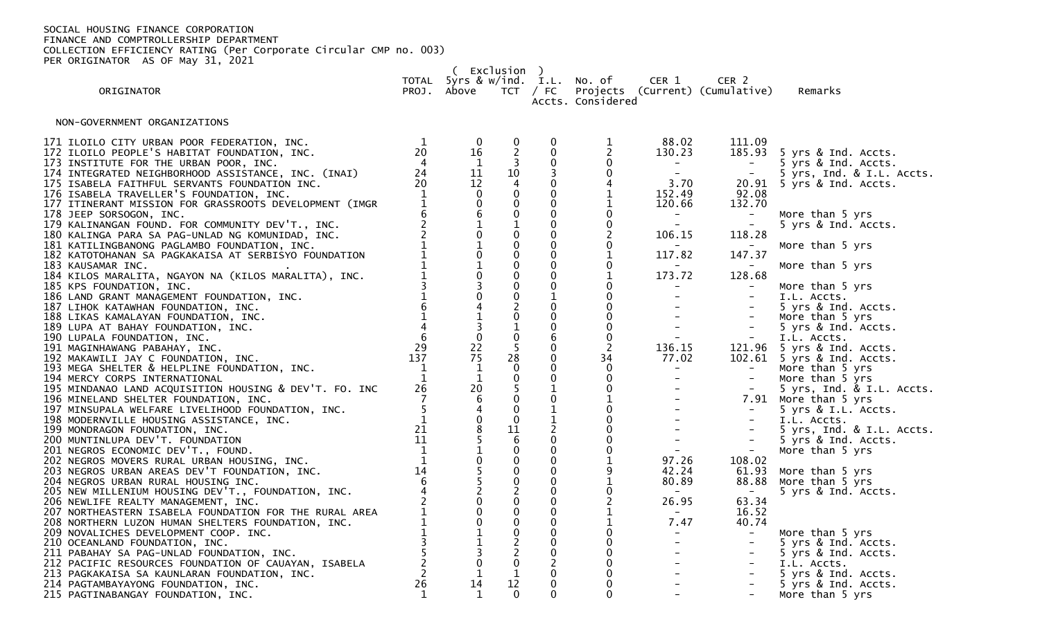SOCIAL HOUSING FINANCE CORPORATION
FINANCE AND COMPTROLLERSHIP DEPARTMENT
COLLECTION EFFICIENCY RATING (Per Corporate Circular CMP no. 003)
PER ORIGINATOR AS OF May 31, 2021

| ORIGINATOR | TOTAL PROJ. | ( Exclusion ) 5yrs & Above | w/Ind. TCT | I.L. / FC Accts. | No. of Projects Considered | CER 1 (Current) | CER 2 (Cumulative) | Remarks |
|---|---|---|---|---|---|---|---|---|
| NON-GOVERNMENT ORGANIZATIONS | | | | | | | | |
| 171 ILOILO CITY URBAN POOR FEDERATION, INC. | 1 | 0 | 0 | 0 | 1 | 88.02 | 111.09 | |
| 172 ILOILO PEOPLE'S HABITAT FOUNDATION, INC. | 20 | 16 | 2 | 0 | 2 | 130.23 | 185.93 | 5 yrs & Ind. Accts. |
| 173 INSTITUTE FOR THE URBAN POOR, INC. | 4 | 1 | 3 | 0 | 0 | - | - | 5 yrs & Ind. Accts. |
| 174 INTEGRATED NEIGHBORHOOD ASSISTANCE, INC. (INAI) | 24 | 11 | 10 | 3 | 0 | - | - | 5 yrs, Ind. & I.L. Accts. |
| 175 ISABELA FAITHFUL SERVANTS FOUNDATION INC. | 20 | 12 | 4 | 0 | 4 | 3.70 | 20.91 | 5 yrs & Ind. Accts. |
| 176 ISABELA TRAVELLER'S FOUNDATION, INC. | 1 | 0 | 0 | 0 | 1 | 152.49 | 92.08 | |
| 177 ITINERANT MISSION FOR GRASSROOTS DEVELOPMENT (IMGR | 1 | 0 | 0 | 0 | 1 | 120.66 | 132.70 | |
| 178 JEEP SORSOGON, INC. | 6 | 6 | 0 | 0 | 0 | - | - | More than 5 yrs |
| 179 KALINANGAN FOUND. FOR COMMUNITY DEV'T., INC. | 2 | 1 | 1 | 0 | 0 | - | - | 5 yrs & Ind. Accts. |
| 180 KALINGA PARA SA PAG-UNLAD NG KOMUNIDAD, INC. | 2 | 0 | 0 | 0 | 2 | 106.15 | 118.28 | |
| 181 KATILINGBANONG PAGLAMBO FOUNDATION, INC. | 1 | 1 | 0 | 0 | 0 | - | - | More than 5 yrs |
| 182 KATOTOHANAN SA PAGKAKAISA AT SERBISYO FOUNDATION | 1 | 0 | 0 | 0 | 1 | 117.82 | 147.37 | |
| 183 KAUSAMAR INC. | 1 | 1 | 0 | 0 | 0 | - | - | More than 5 yrs |
| 184 KILOS MARALITA, NGAYON NA (KILOS MARALITA), INC. | 1 | 0 | 0 | 0 | 1 | 173.72 | 128.68 | |
| 185 KPS FOUNDATION, INC. | 3 | 3 | 0 | 0 | 0 | - | - | More than 5 yrs |
| 186 LAND GRANT MANAGEMENT FOUNDATION, INC. | 1 | 0 | 0 | 1 | 0 | - | - | I.L. Accts. |
| 187 LIHOK KATAWHAN FOUNDATION, INC. | 6 | 4 | 2 | 0 | 0 | - | - | 5 yrs & Ind. Accts. |
| 188 LIKAS KAMALAYAN FOUNDATION, INC. | 1 | 1 | 0 | 0 | 0 | - | - | More than 5 yrs |
| 189 LUPA AT BAHAY FOUNDATION, INC. | 4 | 3 | 1 | 0 | 0 | - | - | 5 yrs & Ind. Accts. |
| 190 LUPALA FOUNDATION, INC. | 6 | 0 | 0 | 6 | 0 | - | - | I.L. Accts. |
| 191 MAGINHAWANG PABAHAY, INC. | 29 | 22 | 5 | 0 | 2 | 136.15 | 121.96 | 5 yrs & Ind. Accts. |
| 192 MAKAWILI JAY C FOUNDATION, INC. | 137 | 75 | 28 | 0 | 34 | 77.02 | 102.61 | 5 yrs & Ind. Accts. |
| 193 MEGA SHELTER & HELPLINE FOUNDATION, INC. | 1 | 1 | 0 | 0 | 0 | - | - | More than 5 yrs |
| 194 MERCY CORPS INTERNATIONAL | 1 | 1 | 0 | 0 | 0 | - | - | More than 5 yrs |
| 195 MINDANAO LAND ACQUISITION HOUSING & DEV'T. FO. INC | 26 | 20 | 5 | 1 | 0 | - | - | 5 yrs, Ind. & I.L. Accts. |
| 196 MINELAND SHELTER FOUNDATION, INC. | 7 | 6 | 0 | 0 | 1 | - | 7.91 | More than 5 yrs |
| 197 MINSUPALA WELFARE LIVELIHOOD FOUNDATION, INC. | 5 | 4 | 0 | 1 | 0 | - | - | 5 yrs & I.L. Accts. |
| 198 MODERNVILLE HOUSING ASSISTANCE, INC. | 1 | 0 | 0 | 1 | 0 | - | - | I.L. Accts. |
| 199 MONDRAGON FOUNDATION, INC. | 21 | 8 | 11 | 2 | 0 | - | - | 5 yrs, Ind. & I.L. Accts. |
| 200 MUNTINLUPA DEV'T. FOUNDATION | 11 | 5 | 6 | 0 | 0 | - | - | 5 yrs & Ind. Accts. |
| 201 NEGROS ECONOMIC DEV'T., FOUND. | 1 | 1 | 0 | 0 | 0 | - | - | More than 5 yrs |
| 202 NEGROS MOVERS RURAL URBAN HOUSING, INC. | 1 | 0 | 0 | 0 | 1 | 97.26 | 108.02 | |
| 203 NEGROS URBAN AREAS DEV'T FOUNDATION, INC. | 14 | 5 | 0 | 0 | 9 | 42.24 | 61.93 | More than 5 yrs |
| 204 NEGROS URBAN RURAL HOUSING INC. | 6 | 5 | 0 | 0 | 1 | 80.89 | 88.88 | More than 5 yrs |
| 205 NEW MILLENIUM HOUSING DEV'T., FOUNDATION, INC. | 4 | 2 | 2 | 0 | 0 | - | - | 5 yrs & Ind. Accts. |
| 206 NEWLIFE REALTY MANAGEMENT, INC. | 2 | 0 | 0 | 0 | 2 | 26.95 | 63.34 | |
| 207 NORTHEASTERN ISABELA FOUNDATION FOR THE RURAL AREA | 1 | 0 | 0 | 0 | 1 | - | 16.52 | |
| 208 NORTHERN LUZON HUMAN SHELTERS FOUNDATION, INC. | 1 | 0 | 0 | 0 | 1 | 7.47 | 40.74 | |
| 209 NOVALICHES DEVELOPMENT COOP. INC. | 1 | 1 | 0 | 0 | 0 | - | - | More than 5 yrs |
| 210 OCEANLAND FOUNDATION, INC. | 3 | 1 | 2 | 0 | 0 | - | - | 5 yrs & Ind. Accts. |
| 211 PABAHAY SA PAG-UNLAD FOUNDATION, INC. | 5 | 3 | 2 | 0 | 0 | - | - | 5 yrs & Ind. Accts. |
| 212 PACIFIC RESOURCES FOUNDATION OF CAUAYAN, ISABELA | 2 | 0 | 0 | 2 | 0 | - | - | I.L. Accts. |
| 213 PAGKAKAISA SA KAUNLARAN FOUNDATION, INC. | 2 | 1 | 1 | 0 | 0 | - | - | 5 yrs & Ind. Accts. |
| 214 PAGTAMBAYAYONG FOUNDATION, INC. | 26 | 14 | 12 | 0 | 0 | - | - | 5 yrs & Ind. Accts. |
| 215 PAGTINABANGAY FOUNDATION, INC. | 1 | 1 | 0 | 0 | 0 | - | - | More than 5 yrs |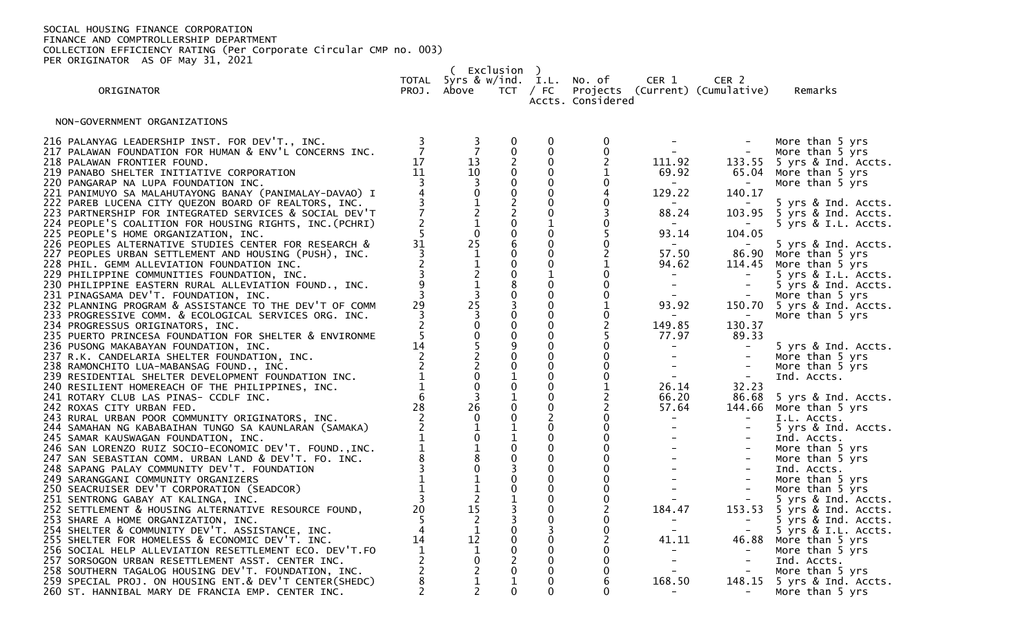SOCIAL HOUSING FINANCE CORPORATION
FINANCE AND COMPTROLLERSHIP DEPARTMENT
COLLECTION EFFICIENCY RATING (Per Corporate Circular CMP no. 003)
PER ORIGINATOR AS OF May 31, 2021

| ORIGINATOR | TOTAL PROJ. | ( Exclusion ) 5yrs & w/ind. Above | TCT | I.L. / FC Accts. | No. of Projects Considered | CER 1 (Current) | CER 2 (Cumulative) | Remarks |
|---|---|---|---|---|---|---|---|---|
| NON-GOVERNMENT ORGANIZATIONS | | | | | | | | |
| 216 PALANYAG LEADERSHIP INST. FOR DEV'T., INC. | 3 | 3 | 0 | 0 | 0 | - | - | More than 5 yrs |
| 217 PALAWAN FOUNDATION FOR HUMAN & ENV'L CONCERNS INC. | 7 | 7 | 0 | 0 | 0 | - | - | More than 5 yrs |
| 218 PALAWAN FRONTIER FOUND. | 17 | 13 | 2 | 0 | 2 | 111.92 | 133.55 | 5 yrs & Ind. Accts. |
| 219 PANABO SHELTER INITIATIVE CORPORATION | 11 | 10 | 0 | 0 | 1 | 69.92 | 65.04 | More than 5 yrs |
| 220 PANGARAP NA LUPA FOUNDATION INC. | 3 | 3 | 0 | 0 | 0 | - | - | More than 5 yrs |
| 221 PANIMUYO SA MALAHUTAYONG BANAY (PANIMALAY-DAVAO) I | 4 | 0 | 0 | 0 | 4 | 129.22 | 140.17 | |
| 222 PAREB LUCENA CITY QUEZON BOARD OF REALTORS, INC. | 3 | 1 | 2 | 0 | 0 | - | - | 5 yrs & Ind. Accts. |
| 223 PARTNERSHIP FOR INTEGRATED SERVICES & SOCIAL DEV'T | 7 | 2 | 2 | 0 | 3 | 88.24 | 103.95 | 5 yrs & Ind. Accts. |
| 224 PEOPLE'S COALITION FOR HOUSING RIGHTS, INC.(PCHRI) | 2 | 1 | 0 | 1 | 0 | - | - | 5 yrs & I.L. Accts. |
| 225 PEOPLE'S HOME ORGANIZATION, INC. | 5 | 0 | 0 | 0 | 5 | 93.14 | 104.05 | |
| 226 PEOPLES ALTERNATIVE STUDIES CENTER FOR RESEARCH & | 31 | 25 | 6 | 0 | 0 | - | - | 5 yrs & Ind. Accts. |
| 227 PEOPLES URBAN SETTLEMENT AND HOUSING (PUSH), INC. | 3 | 1 | 0 | 0 | 2 | 57.50 | 86.90 | More than 5 yrs |
| 228 PHIL. GEMM ALLEVIATION FOUNDATION INC. | 2 | 1 | 0 | 0 | 1 | 94.62 | 114.45 | More than 5 yrs |
| 229 PHILIPPINE COMMUNITIES FOUNDATION, INC. | 3 | 2 | 0 | 1 | 0 | - | - | 5 yrs & I.L. Accts. |
| 230 PHILIPPINE EASTERN RURAL ALLEVIATION FOUND., INC. | 9 | 1 | 8 | 0 | 0 | - | - | 5 yrs & Ind. Accts. |
| 231 PINAGSAMA DEV'T. FOUNDATION, INC. | 3 | 3 | 0 | 0 | 0 | - | - | More than 5 yrs |
| 232 PLANNING PROGRAM & ASSISTANCE TO THE DEV'T OF COMM | 29 | 25 | 3 | 0 | 1 | 93.92 | 150.70 | 5 yrs & Ind. Accts. |
| 233 PROGRESSIVE COMM. & ECOLOGICAL SERVICES ORG. INC. | 3 | 3 | 0 | 0 | 0 | - | - | More than 5 yrs |
| 234 PROGRESSUS ORIGINATORS, INC. | 2 | 0 | 0 | 0 | 2 | 149.85 | 130.37 | |
| 235 PUERTO PRINCESA FOUNDATION FOR SHELTER & ENVIRONME | 5 | 0 | 0 | 0 | 5 | 77.97 | 89.33 | |
| 236 PUSONG MAKABAYAN FOUNDATION, INC. | 14 | 5 | 9 | 0 | 0 | - | - | 5 yrs & Ind. Accts. |
| 237 R.K. CANDELARIA SHELTER FOUNDATION, INC. | 2 | 2 | 0 | 0 | 0 | - | - | More than 5 yrs |
| 238 RAMONCHITO LUA-MABANSAG FOUND., INC. | 2 | 2 | 0 | 0 | 0 | - | - | More than 5 yrs |
| 239 RESIDENTIAL SHELTER DEVELOPMENT FOUNDATION INC. | 1 | 0 | 1 | 0 | 0 | - | - | Ind. Accts. |
| 240 RESILIENT HOMEREACH OF THE PHILIPPINES, INC. | 1 | 0 | 0 | 0 | 1 | 26.14 | 32.23 | |
| 241 ROTARY CLUB LAS PINAS- CCDLF INC. | 6 | 3 | 1 | 0 | 2 | 66.20 | 86.68 | 5 yrs & Ind. Accts. |
| 242 ROXAS CITY URBAN FED. | 28 | 26 | 0 | 0 | 2 | 57.64 | 144.66 | More than 5 yrs |
| 243 RURAL URBAN POOR COMMUNITY ORIGINATORS, INC. | 2 | 0 | 0 | 2 | 0 | - | - | I.L. Accts. |
| 244 SAMAHAN NG KABABAIHAN TUNGO SA KAUNLARAN (SAMAKA) | 2 | 1 | 1 | 0 | 0 | - | - | 5 yrs & Ind. Accts. |
| 245 SAMAR KAUSWAGAN FOUNDATION, INC. | 1 | 0 | 1 | 0 | 0 | - | - | Ind. Accts. |
| 246 SAN LORENZO RUIZ SOCIO-ECONOMIC DEV'T. FOUND.,INC. | 1 | 1 | 0 | 0 | 0 | - | - | More than 5 yrs |
| 247 SAN SEBASTIAN COMM. URBAN LAND & DEV'T. FO. INC. | 8 | 8 | 0 | 0 | 0 | - | - | More than 5 yrs |
| 248 SAPANG PALAY COMMUNITY DEV'T. FOUNDATION | 3 | 0 | 3 | 0 | 0 | - | - | Ind. Accts. |
| 249 SARANGGANI COMMUNITY ORGANIZERS | 1 | 1 | 0 | 0 | 0 | - | - | More than 5 yrs |
| 250 SEACRUISER DEV'T CORPORATION (SEADCOR) | 1 | 1 | 0 | 0 | 0 | - | - | More than 5 yrs |
| 251 SENTRONG GABAY AT KALINGA, INC. | 3 | 2 | 1 | 0 | 0 | - | - | 5 yrs & Ind. Accts. |
| 252 SETTLEMENT & HOUSING ALTERNATIVE RESOURCE FOUND, | 20 | 15 | 3 | 0 | 2 | 184.47 | 153.53 | 5 yrs & Ind. Accts. |
| 253 SHARE A HOME ORGANIZATION, INC. | 5 | 2 | 3 | 0 | 0 | - | - | 5 yrs & Ind. Accts. |
| 254 SHELTER & COMMUNITY DEV'T. ASSISTANCE, INC. | 4 | 1 | 0 | 3 | 0 | - | - | 5 yrs & I.L. Accts. |
| 255 SHELTER FOR HOMELESS & ECONOMIC DEV'T. INC. | 14 | 12 | 0 | 0 | 2 | 41.11 | 46.88 | More than 5 yrs |
| 256 SOCIAL HELP ALLEVIATION RESETTLEMENT ECO. DEV'T.FO | 1 | 1 | 0 | 0 | 0 | - | - | More than 5 yrs |
| 257 SORSOGON URBAN RESETTLEMENT ASST. CENTER INC. | 2 | 0 | 2 | 0 | 0 | - | - | Ind. Accts. |
| 258 SOUTHERN TAGALOG HOUSING DEV'T. FOUNDATION, INC. | 2 | 2 | 0 | 0 | 0 | - | - | More than 5 yrs |
| 259 SPECIAL PROJ. ON HOUSING ENT.& DEV'T CENTER(SHEDC) | 8 | 1 | 1 | 0 | 6 | 168.50 | 148.15 | 5 yrs & Ind. Accts. |
| 260 ST. HANNIBAL MARY DE FRANCIA EMP. CENTER INC. | 2 | 2 | 0 | 0 | 0 | - | - | More than 5 yrs |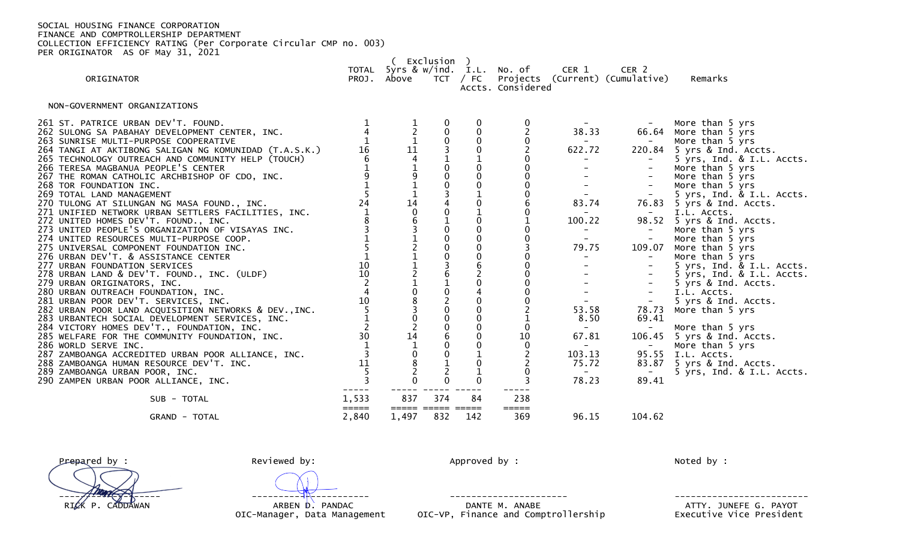SOCIAL HOUSING FINANCE CORPORATION
FINANCE AND COMPTROLLERSHIP DEPARTMENT
COLLECTION EFFICIENCY RATING (Per Corporate Circular CMP no. 003)
PER ORIGINATOR AS OF May 31, 2021

| ORIGINATOR | TOTAL PROJ. | ( Exclusion ) 5yrs & Above | w/ind. TCT | I.L. / FC Accts. | No. of Projects Considered | CER 1 (Current) | CER 2 (Cumulative) | Remarks |
|---|---|---|---|---|---|---|---|---|
| NON-GOVERNMENT ORGANIZATIONS | | | | | | | | |
| 261 ST. PATRICE URBAN DEV'T. FOUND. | 1 | 1 | 0 | 0 | 0 | - | - | More than 5 yrs |
| 262 SULONG SA PABAHAY DEVELOPMENT CENTER, INC. | 4 | 2 | 0 | 0 | 2 | 38.33 | 66.64 | More than 5 yrs |
| 263 SUNRISE MULTI-PURPOSE COOPERATIVE | 1 | 1 | 0 | 0 | 0 | - | - | More than 5 yrs |
| 264 TANGI AT AKTIBONG SALIGAN NG KOMUNIDAD (T.A.S.K.) | 16 | 11 | 3 | 0 | 2 | 622.72 | 220.84 | 5 yrs & Ind. Accts. |
| 265 TECHNOLOGY OUTREACH AND COMMUNITY HELP (TOUCH) | 6 | 4 | 1 | 1 | 0 | - | - | 5 yrs, Ind. & I.L. Accts. |
| 266 TERESA MAGBANUA PEOPLE'S CENTER | 1 | 1 | 0 | 0 | 0 | - | - | More than 5 yrs |
| 267 THE ROMAN CATHOLIC ARCHBISHOP OF CDO, INC. | 9 | 9 | 0 | 0 | 0 | - | - | More than 5 yrs |
| 268 TOR FOUNDATION INC. | 1 | 1 | 0 | 0 | 0 | - | - | More than 5 yrs |
| 269 TOTAL LAND MANAGEMENT | 5 | 1 | 3 | 1 | 0 | - | - | 5 yrs, Ind. & I.L. Accts. |
| 270 TULONG AT SILUNGAN NG MASA FOUND., INC. | 24 | 14 | 4 | 0 | 6 | 83.74 | 76.83 | 5 yrs & Ind. Accts. |
| 271 UNIFIED NETWORK URBAN SETTLERS FACILITIES, INC. | 1 | 0 | 0 | 1 | 0 | - | - | I.L. Accts. |
| 272 UNITED HOMES DEV'T. FOUND., INC. | 8 | 6 | 1 | 0 | 1 | 100.22 | 98.52 | 5 yrs & Ind. Accts. |
| 273 UNITED PEOPLE'S ORGANIZATION OF VISAYAS INC. | 3 | 3 | 0 | 0 | 0 | - | - | More than 5 yrs |
| 274 UNITED RESOURCES MULTI-PURPOSE COOP. | 1 | 1 | 0 | 0 | 0 | - | - | More than 5 yrs |
| 275 UNIVERSAL COMPONENT FOUNDATION INC. | 5 | 2 | 0 | 0 | 3 | 79.75 | 109.07 | More than 5 yrs |
| 276 URBAN DEV'T. & ASSISTANCE CENTER | 1 | 1 | 0 | 0 | 0 | - | - | More than 5 yrs |
| 277 URBAN FOUNDATION SERVICES | 10 | 1 | 3 | 6 | 0 | - | - | 5 yrs, Ind. & I.L. Accts. |
| 278 URBAN LAND & DEV'T. FOUND., INC. (ULDF) | 10 | 2 | 6 | 2 | 0 | - | - | 5 yrs, Ind. & I.L. Accts. |
| 279 URBAN ORIGINATORS, INC. | 2 | 1 | 1 | 0 | 0 | - | - | 5 yrs & Ind. Accts. |
| 280 URBAN OUTREACH FOUNDATION, INC. | 4 | 0 | 0 | 4 | 0 | - | - | I.L. Accts. |
| 281 URBAN POOR DEV'T. SERVICES, INC. | 10 | 8 | 2 | 0 | 0 | - | - | 5 yrs & Ind. Accts. |
| 282 URBAN POOR LAND ACQUISITION NETWORKS & DEV.,INC. | 5 | 3 | 0 | 0 | 2 | 53.58 | 78.73 | More than 5 yrs |
| 283 URBANTECH SOCIAL DEVELOPMENT SERVICES, INC. | 1 | 0 | 0 | 0 | 1 | 8.50 | 69.41 | |
| 284 VICTORY HOMES DEV'T., FOUNDATION, INC. | 2 | 2 | 0 | 0 | 0 | - | - | More than 5 yrs |
| 285 WELFARE FOR THE COMMUNITY FOUNDATION, INC. | 30 | 14 | 6 | 0 | 10 | 67.81 | 106.45 | 5 yrs & Ind. Accts. |
| 286 WORLD SERVE INC. | 1 | 1 | 0 | 0 | 0 | - | - | More than 5 yrs |
| 287 ZAMBOANGA ACCREDITED URBAN POOR ALLIANCE, INC. | 3 | 0 | 0 | 1 | 2 | 103.13 | 95.55 | I.L. Accts. |
| 288 ZAMBOANGA HUMAN RESOURCE DEV'T. INC. | 11 | 8 | 1 | 0 | 2 | 75.72 | 83.87 | 5 yrs & Ind. Accts. |
| 289 ZAMBOANGA URBAN POOR, INC. | 5 | 2 | 2 | 1 | 0 | - | - | 5 yrs, Ind. & I.L. Accts. |
| 290 ZAMPEN URBAN POOR ALLIANCE, INC. | 3 | 0 | 0 | 0 | 3 | 78.23 | 89.41 | |
| SUB - TOTAL | 1,533 | 837 | 374 | 84 | 238 | | | |
| GRAND - TOTAL | 2,840 | 1,497 | 832 | 142 | 369 | 96.15 | 104.62 | |

| Prepared by : | Reviewed by: | Approved by : | Noted by : |
|---|---|---|---|
| RICK P. CADDAWAN | ARBEN D. PANDAC | DANTE M. ANABE | ATTY. JUNEFE G. PAYOT |
| | OIC-Manager, Data Management | OIC-VP, Finance and Comptrollership | Executive Vice President |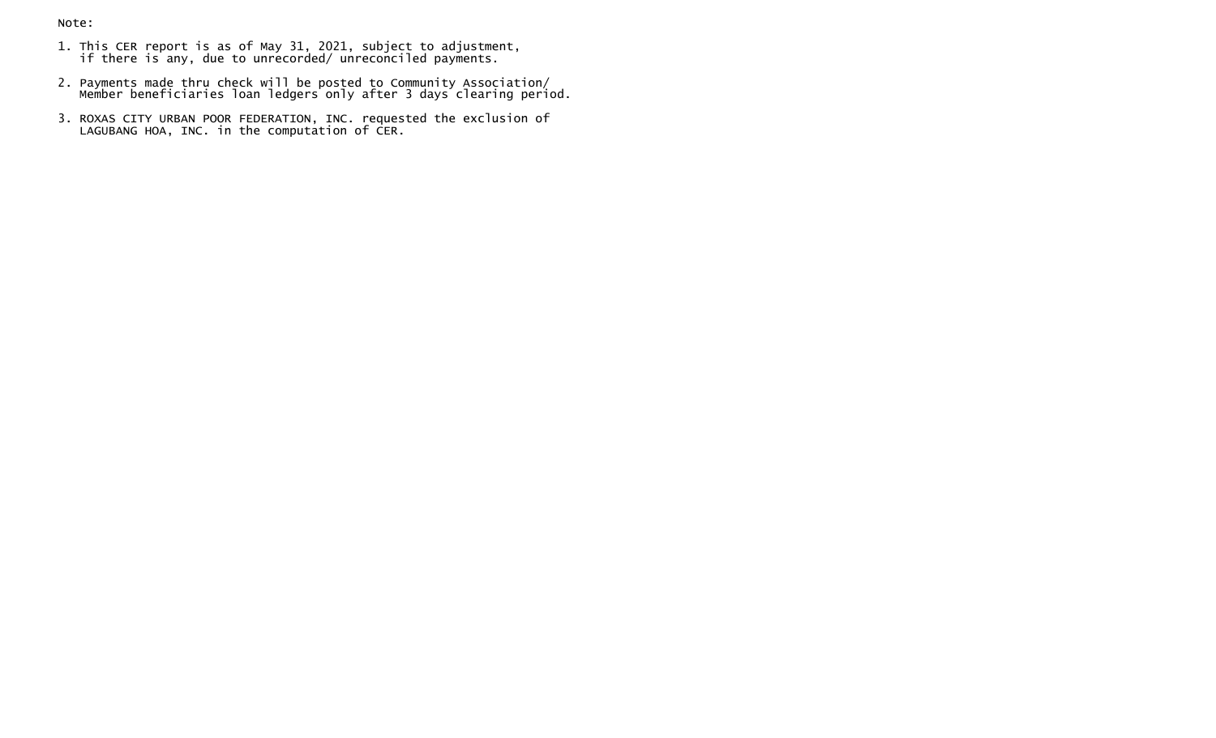Note:

1. This CER report is as of May 31, 2021, subject to adjustment, if there is any, due to unrecorded/ unreconciled payments.

2. Payments made thru check will be posted to Community Association/ Member beneficiaries loan ledgers only after 3 days clearing period.

3. ROXAS CITY URBAN POOR FEDERATION, INC. requested the exclusion of LAGUBANG HOA, INC. in the computation of CER.